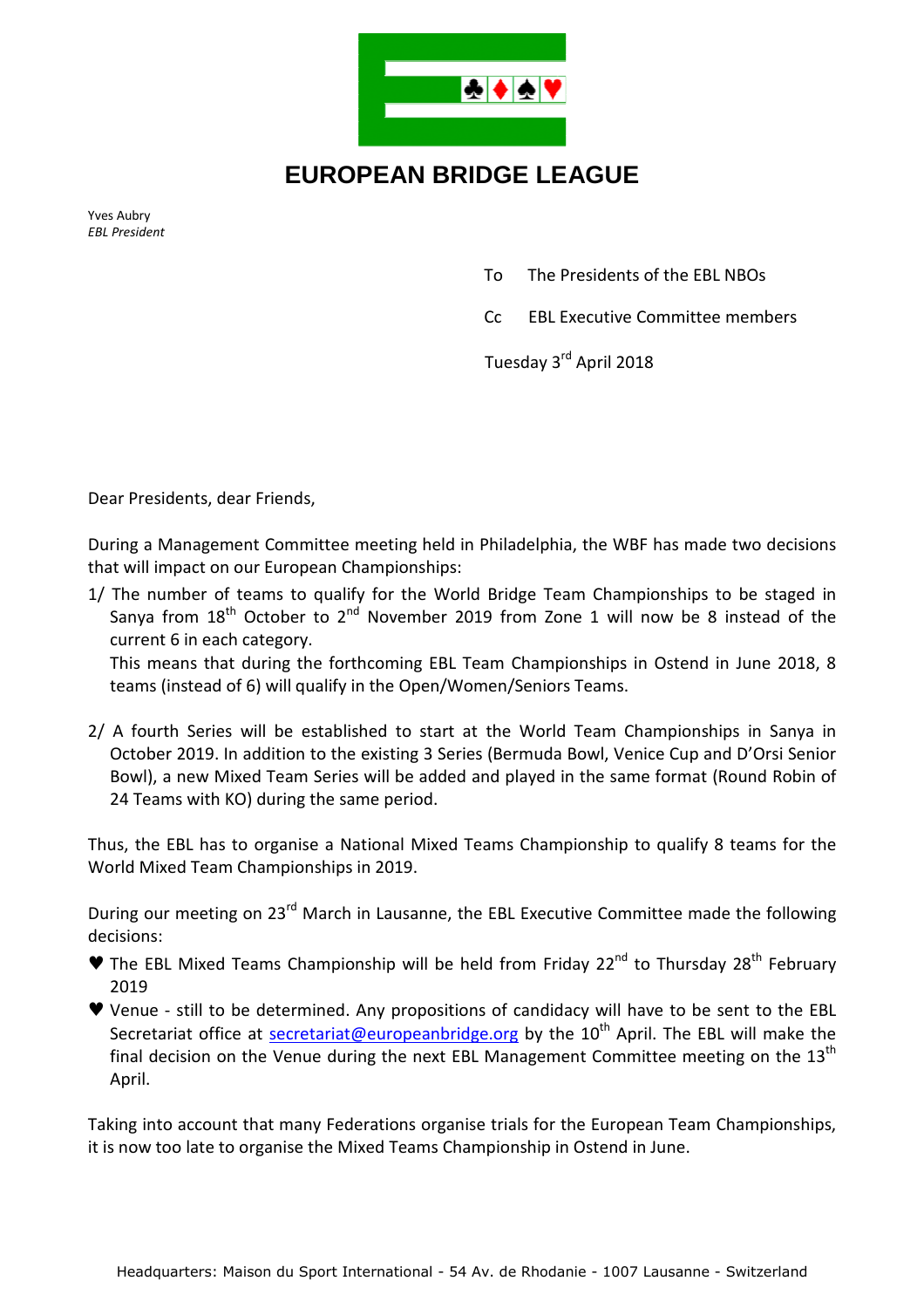# EUROPEAN BRIDGE LEAGUE

Yves Aubry
*EBL President*

To The Presidents of the EBL NBOs

Cc EBL Executive Committee members

Tuesday 3rd April 2018

Dear Presidents, dear Friends,

During a Management Committee meeting held in Philadelphia, the WBF has made two decisions that will impact on our European Championships:

1/ The number of teams to qualify for the World Bridge Team Championships to be staged in Sanya from 18th October to 2nd November 2019 from Zone 1 will now be 8 instead of the current 6 in each category.
This means that during the forthcoming EBL Team Championships in Ostend in June 2018, 8 teams (instead of 6) will qualify in the Open/Women/Seniors Teams.

2/ A fourth Series will be established to start at the World Team Championships in Sanya in October 2019. In addition to the existing 3 Series (Bermuda Bowl, Venice Cup and D'Orsi Senior Bowl), a new Mixed Team Series will be added and played in the same format (Round Robin of 24 Teams with KO) during the same period.

Thus, the EBL has to organise a National Mixed Teams Championship to qualify 8 teams for the World Mixed Team Championships in 2019.

During our meeting on 23rd March in Lausanne, the EBL Executive Committee made the following decisions:

- ♥ The EBL Mixed Teams Championship will be held from Friday 22nd to Thursday 28th February 2019
- ♥ Venue - still to be determined. Any propositions of candidacy will have to be sent to the EBL Secretariat office at secretariat@europeanbridge.org by the 10th April. The EBL will make the final decision on the Venue during the next EBL Management Committee meeting on the 13th April.

Taking into account that many Federations organise trials for the European Team Championships, it is now too late to organise the Mixed Teams Championship in Ostend in June.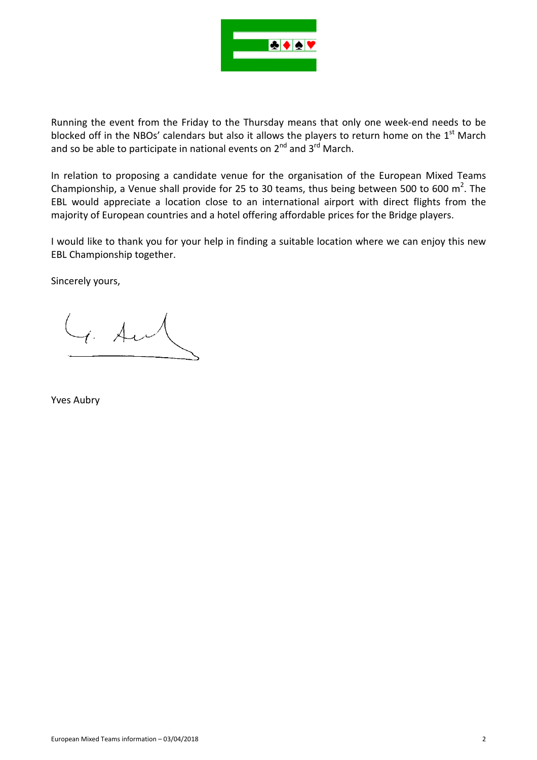Running the event from the Friday to the Thursday means that only one week-end needs to be blocked off in the NBOs' calendars but also it allows the players to return home on the 1st March and so be able to participate in national events on 2nd and 3rd March.

In relation to proposing a candidate venue for the organisation of the European Mixed Teams Championship, a Venue shall provide for 25 to 30 teams, thus being between 500 to 600 m$^2$. The EBL would appreciate a location close to an international airport with direct flights from the majority of European countries and a hotel offering affordable prices for the Bridge players.

I would like to thank you for your help in finding a suitable location where we can enjoy this new EBL Championship together.

Sincerely yours,

Yves Aubry